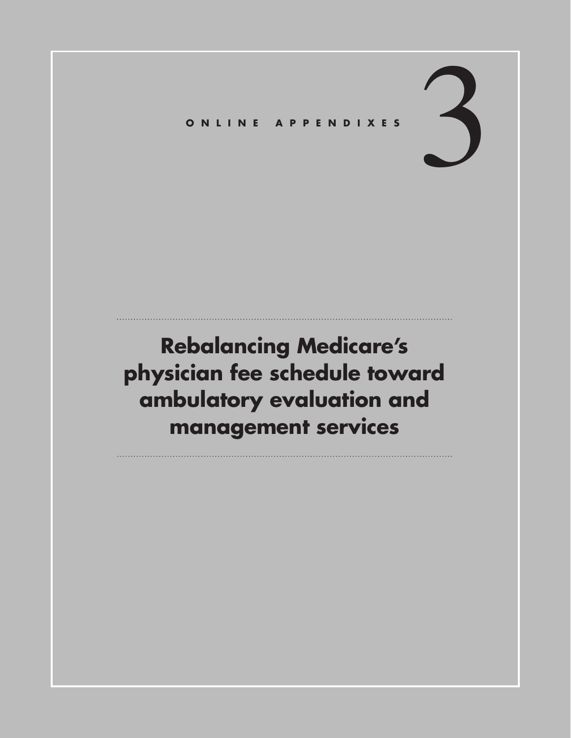ONLINE APPENDIXES

# 3

# Rebalancing Medicare's physician fee schedule toward ambulatory evaluation and management services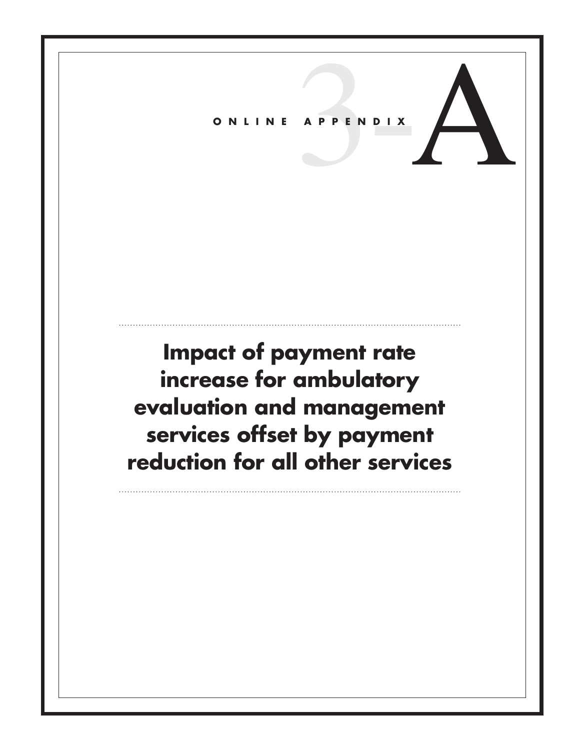ONLINE APPENDIX 3-A

# Impact of payment rate increase for ambulatory evaluation and management services offset by payment reduction for all other services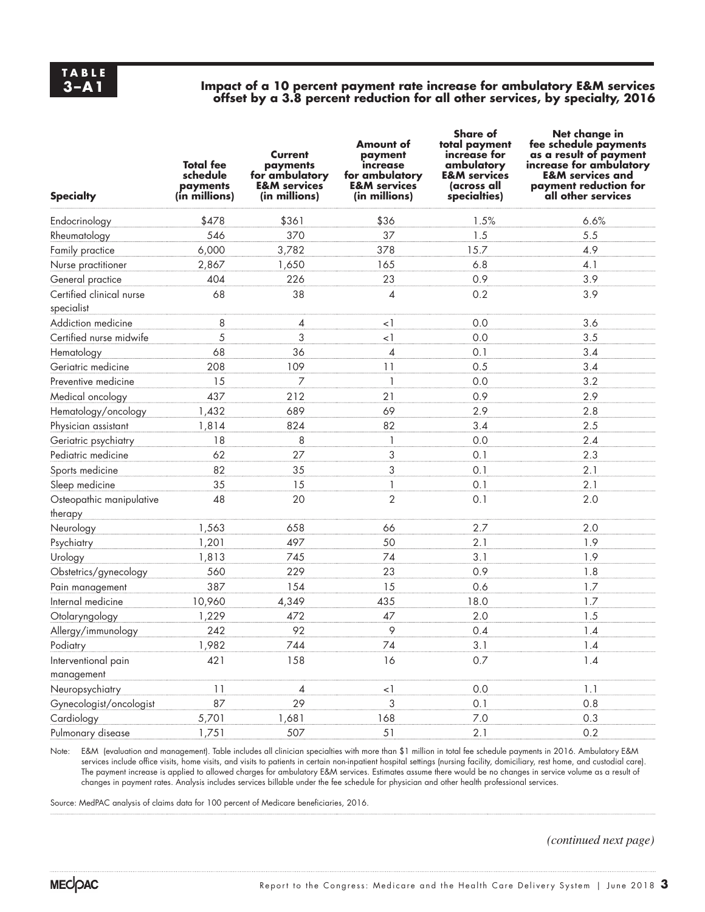**TABLE 3–A1**

**Impact of a 10 percent payment rate increase for ambulatory E&M services offset by a 3.8 percent reduction for all other services, by specialty, 2016**

| Specialty | Total fee schedule payments (in millions) | Current payments for ambulatory E&M services (in millions) | Amount of payment increase for ambulatory E&M services (in millions) | Share of total payment increase for ambulatory E&M services (across all specialties) | Net change in fee schedule payments as a result of payment increase for ambulatory E&M services and payment reduction for all other services |
|---|---|---|---|---|---|
| Endocrinology | $478 | $361 | $36 | 1.5% | 6.6% |
| Rheumatology | 546 | 370 | 37 | 1.5 | 5.5 |
| Family practice | 6,000 | 3,782 | 378 | 15.7 | 4.9 |
| Nurse practitioner | 2,867 | 1,650 | 165 | 6.8 | 4.1 |
| General practice | 404 | 226 | 23 | 0.9 | 3.9 |
| Certified clinical nurse specialist | 68 | 38 | 4 | 0.2 | 3.9 |
| Addiction medicine | 8 | 4 | <1 | 0.0 | 3.6 |
| Certified nurse midwife | 5 | 3 | <1 | 0.0 | 3.5 |
| Hematology | 68 | 36 | 4 | 0.1 | 3.4 |
| Geriatric medicine | 208 | 109 | 11 | 0.5 | 3.4 |
| Preventive medicine | 15 | 7 | 1 | 0.0 | 3.2 |
| Medical oncology | 437 | 212 | 21 | 0.9 | 2.9 |
| Hematology/oncology | 1,432 | 689 | 69 | 2.9 | 2.8 |
| Physician assistant | 1,814 | 824 | 82 | 3.4 | 2.5 |
| Geriatric psychiatry | 18 | 8 | 1 | 0.0 | 2.4 |
| Pediatric medicine | 62 | 27 | 3 | 0.1 | 2.3 |
| Sports medicine | 82 | 35 | 3 | 0.1 | 2.1 |
| Sleep medicine | 35 | 15 | 1 | 0.1 | 2.1 |
| Osteopathic manipulative therapy | 48 | 20 | 2 | 0.1 | 2.0 |
| Neurology | 1,563 | 658 | 66 | 2.7 | 2.0 |
| Psychiatry | 1,201 | 497 | 50 | 2.1 | 1.9 |
| Urology | 1,813 | 745 | 74 | 3.1 | 1.9 |
| Obstetrics/gynecology | 560 | 229 | 23 | 0.9 | 1.8 |
| Pain management | 387 | 154 | 15 | 0.6 | 1.7 |
| Internal medicine | 10,960 | 4,349 | 435 | 18.0 | 1.7 |
| Otolaryngology | 1,229 | 472 | 47 | 2.0 | 1.5 |
| Allergy/immunology | 242 | 92 | 9 | 0.4 | 1.4 |
| Podiatry | 1,982 | 744 | 74 | 3.1 | 1.4 |
| Interventional pain management | 421 | 158 | 16 | 0.7 | 1.4 |
| Neuropsychiatry | 11 | 4 | <1 | 0.0 | 1.1 |
| Gynecologist/oncologist | 87 | 29 | 3 | 0.1 | 0.8 |
| Cardiology | 5,701 | 1,681 | 168 | 7.0 | 0.3 |
| Pulmonary disease | 1,751 | 507 | 51 | 2.1 | 0.2 |

Note: E&M (evaluation and management). Table includes all clinician specialties with more than $1 million in total fee schedule payments in 2016. Ambulatory E&M services include office visits, home visits, and visits to patients in certain non-inpatient hospital settings (nursing facility, domiciliary, rest home, and custodial care). The payment increase is applied to allowed charges for ambulatory E&M services. Estimates assume there would be no changes in service volume as a result of changes in payment rates. Analysis includes services billable under the fee schedule for physician and other health professional services.

Source: MedPAC analysis of claims data for 100 percent of Medicare beneficiaries, 2016.

*(continued next page)*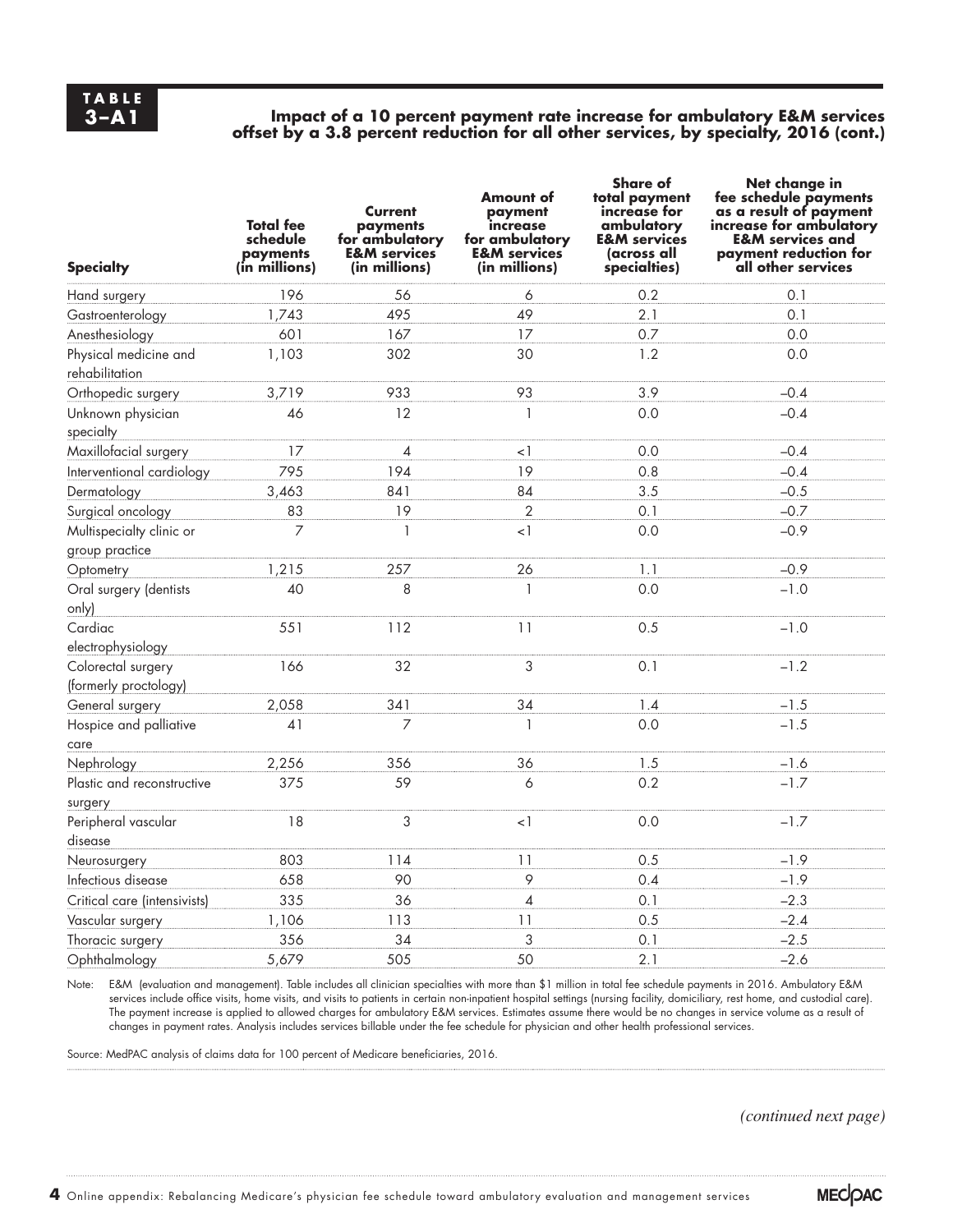**TABLE 3–A1**

**Impact of a 10 percent payment rate increase for ambulatory E&M services offset by a 3.8 percent reduction for all other services, by specialty, 2016 (cont.)**

| Specialty | Total fee schedule payments (in millions) | Current payments for ambulatory E&M services (in millions) | Amount of payment increase for ambulatory E&M services (in millions) | Share of total payment increase for ambulatory E&M services (across all specialties) | Net change in fee schedule payments as a result of payment increase for ambulatory E&M services and payment reduction for all other services |
|---|---|---|---|---|---|
| Hand surgery | 196 | 56 | 6 | 0.2 | 0.1 |
| Gastroenterology | 1,743 | 495 | 49 | 2.1 | 0.1 |
| Anesthesiology | 601 | 167 | 17 | 0.7 | 0.0 |
| Physical medicine and rehabilitation | 1,103 | 302 | 30 | 1.2 | 0.0 |
| Orthopedic surgery | 3,719 | 933 | 93 | 3.9 | –0.4 |
| Unknown physician specialty | 46 | 12 | 1 | 0.0 | –0.4 |
| Maxillofacial surgery | 17 | 4 | <1 | 0.0 | –0.4 |
| Interventional cardiology | 795 | 194 | 19 | 0.8 | –0.4 |
| Dermatology | 3,463 | 841 | 84 | 3.5 | –0.5 |
| Surgical oncology | 83 | 19 | 2 | 0.1 | –0.7 |
| Multispecialty clinic or group practice | 7 | 1 | <1 | 0.0 | –0.9 |
| Optometry | 1,215 | 257 | 26 | 1.1 | –0.9 |
| Oral surgery (dentists only) | 40 | 8 | 1 | 0.0 | –1.0 |
| Cardiac electrophysiology | 551 | 112 | 11 | 0.5 | –1.0 |
| Colorectal surgery (formerly proctology) | 166 | 32 | 3 | 0.1 | –1.2 |
| General surgery | 2,058 | 341 | 34 | 1.4 | –1.5 |
| Hospice and palliative care | 41 | 7 | 1 | 0.0 | –1.5 |
| Nephrology | 2,256 | 356 | 36 | 1.5 | –1.6 |
| Plastic and reconstructive surgery | 375 | 59 | 6 | 0.2 | –1.7 |
| Peripheral vascular disease | 18 | 3 | <1 | 0.0 | –1.7 |
| Neurosurgery | 803 | 114 | 11 | 0.5 | –1.9 |
| Infectious disease | 658 | 90 | 9 | 0.4 | –1.9 |
| Critical care (intensivists) | 335 | 36 | 4 | 0.1 | –2.3 |
| Vascular surgery | 1,106 | 113 | 11 | 0.5 | –2.4 |
| Thoracic surgery | 356 | 34 | 3 | 0.1 | –2.5 |
| Ophthalmology | 5,679 | 505 | 50 | 2.1 | –2.6 |

Note: E&M (evaluation and management). Table includes all clinician specialties with more than $1 million in total fee schedule payments in 2016. Ambulatory E&M services include office visits, home visits, and visits to patients in certain non-inpatient hospital settings (nursing facility, domiciliary, rest home, and custodial care). The payment increase is applied to allowed charges for ambulatory E&M services. Estimates assume there would be no changes in service volume as a result of changes in payment rates. Analysis includes services billable under the fee schedule for physician and other health professional services.

Source: MedPAC analysis of claims data for 100 percent of Medicare beneficiaries, 2016.

*(continued next page)*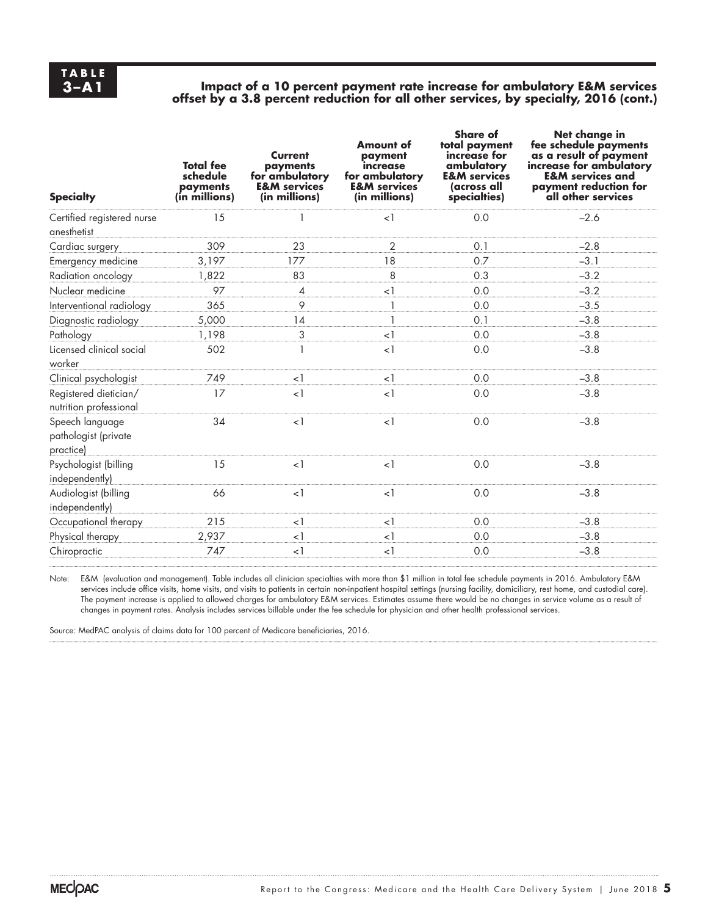**TABLE 3–A1**

**Impact of a 10 percent payment rate increase for ambulatory E&M services offset by a 3.8 percent reduction for all other services, by specialty, 2016 (cont.)**

| Specialty | Total fee schedule payments (in millions) | Current payments for ambulatory E&M services (in millions) | Amount of payment increase for ambulatory E&M services (in millions) | Share of total payment increase for ambulatory E&M services (across all specialties) | Net change in fee schedule payments as a result of payment increase for ambulatory E&M services and payment reduction for all other services |
|---|---|---|---|---|---|
| Certified registered nurse anesthetist | 15 | 1 | <1 | 0.0 | –2.6 |
| Cardiac surgery | 309 | 23 | 2 | 0.1 | –2.8 |
| Emergency medicine | 3,197 | 177 | 18 | 0.7 | –3.1 |
| Radiation oncology | 1,822 | 83 | 8 | 0.3 | –3.2 |
| Nuclear medicine | 97 | 4 | <1 | 0.0 | –3.2 |
| Interventional radiology | 365 | 9 | 1 | 0.0 | –3.5 |
| Diagnostic radiology | 5,000 | 14 | 1 | 0.1 | –3.8 |
| Pathology | 1,198 | 3 | <1 | 0.0 | –3.8 |
| Licensed clinical social worker | 502 | 1 | <1 | 0.0 | –3.8 |
| Clinical psychologist | 749 | <1 | <1 | 0.0 | –3.8 |
| Registered dietician/ nutrition professional | 17 | <1 | <1 | 0.0 | –3.8 |
| Speech language pathologist (private practice) | 34 | <1 | <1 | 0.0 | –3.8 |
| Psychologist (billing independently) | 15 | <1 | <1 | 0.0 | –3.8 |
| Audiologist (billing independently) | 66 | <1 | <1 | 0.0 | –3.8 |
| Occupational therapy | 215 | <1 | <1 | 0.0 | –3.8 |
| Physical therapy | 2,937 | <1 | <1 | 0.0 | –3.8 |
| Chiropractic | 747 | <1 | <1 | 0.0 | –3.8 |

Note: E&M (evaluation and management). Table includes all clinician specialties with more than $1 million in total fee schedule payments in 2016. Ambulatory E&M services include office visits, home visits, and visits to patients in certain non-inpatient hospital settings (nursing facility, domiciliary, rest home, and custodial care). The payment increase is applied to allowed charges for ambulatory E&M services. Estimates assume there would be no changes in service volume as a result of changes in payment rates. Analysis includes services billable under the fee schedule for physician and other health professional services.

Source: MedPAC analysis of claims data for 100 percent of Medicare beneficiaries, 2016.